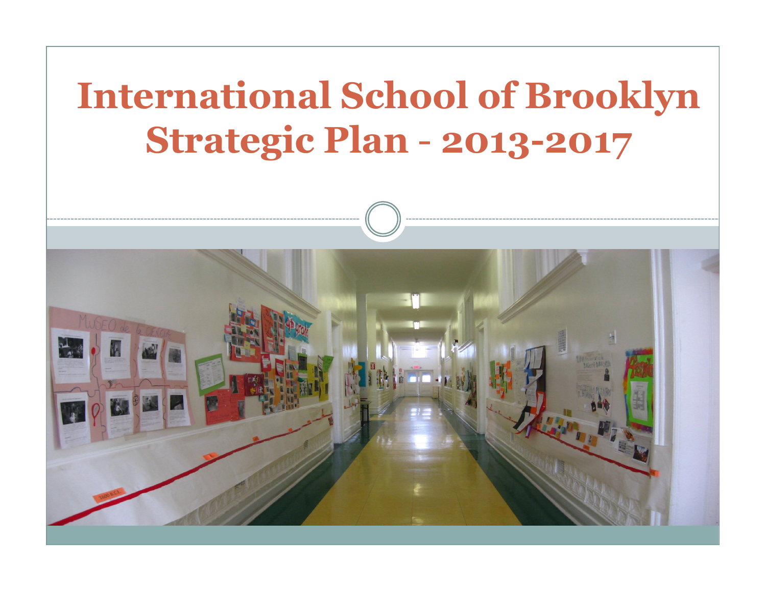# International School of Brooklyn Strategic Plan - 2013-2017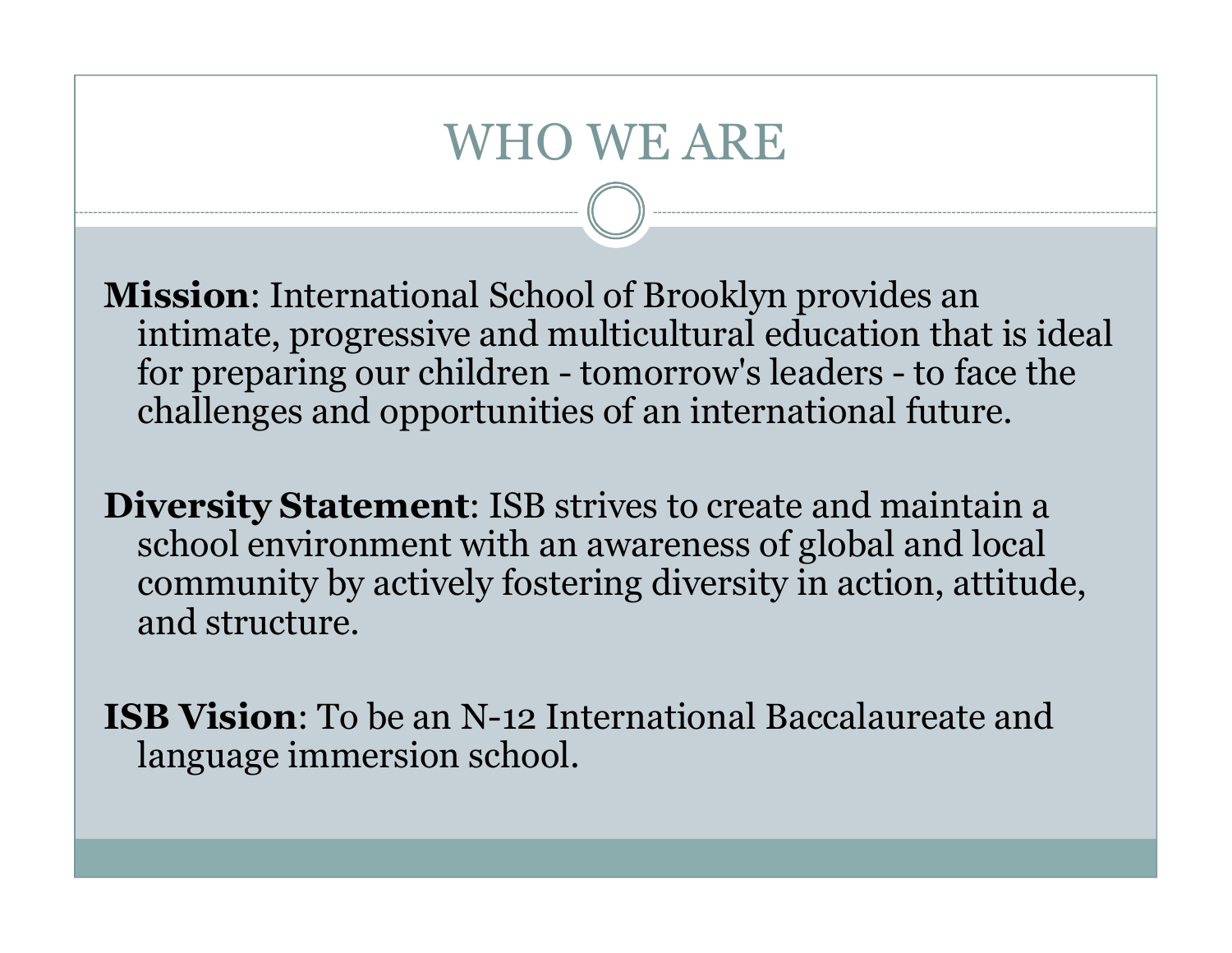# WHO WE ARE

**Mission**: International School of Brooklyn provides an intimate, progressive and multicultural education that is ideal for preparing our children - tomorrow's leaders - to face the challenges and opportunities of an international future.

**Diversity Statement**: ISB strives to create and maintain a school environment with an awareness of global and local community by actively fostering diversity in action, attitude, and structure.

**ISB Vision**: To be an N-12 International Baccalaureate and language immersion school.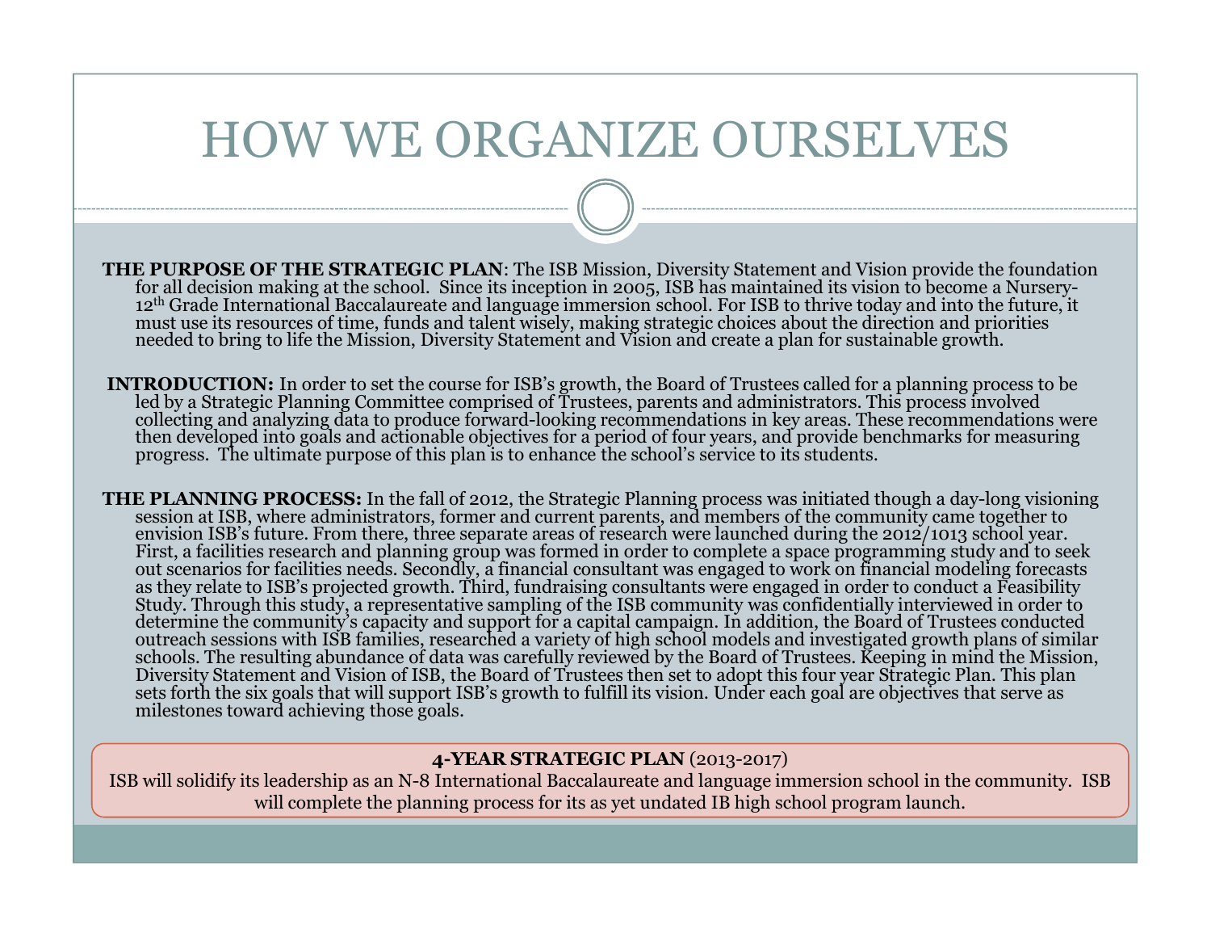# HOW WE ORGANIZE OURSELVES

**THE PURPOSE OF THE STRATEGIC PLAN**: The ISB Mission, Diversity Statement and Vision provide the foundation for all decision making at the school. Since its inception in 2005, ISB has maintained its vision to become a Nursery-12th Grade International Baccalaureate and language immersion school. For ISB to thrive today and into the future, it must use its resources of time, funds and talent wisely, making strategic choices about the direction and priorities needed to bring to life the Mission, Diversity Statement and Vision and create a plan for sustainable growth.

**INTRODUCTION:** In order to set the course for ISB's growth, the Board of Trustees called for a planning process to be led by a Strategic Planning Committee comprised of Trustees, parents and administrators. This process involved collecting and analyzing data to produce forward-looking recommendations in key areas. These recommendations were then developed into goals and actionable objectives for a period of four years, and provide benchmarks for measuring progress. The ultimate purpose of this plan is to enhance the school's service to its students.

**THE PLANNING PROCESS:** In the fall of 2012, the Strategic Planning process was initiated though a day-long visioning session at ISB, where administrators, former and current parents, and members of the community came together to envision ISB's future. From there, three separate areas of research were launched during the 2012/1013 school year. First, a facilities research and planning group was formed in order to complete a space programming study and to seek out scenarios for facilities needs. Secondly, a financial consultant was engaged to work on financial modeling forecasts as they relate to ISB's projected growth. Third, fundraising consultants were engaged in order to conduct a Feasibility Study. Through this study, a representative sampling of the ISB community was confidentially interviewed in order to determine the community's capacity and support for a capital campaign. In addition, the Board of Trustees conducted outreach sessions with ISB families, researched a variety of high school models and investigated growth plans of similar schools. The resulting abundance of data was carefully reviewed by the Board of Trustees. Keeping in mind the Mission, Diversity Statement and Vision of ISB, the Board of Trustees then set to adopt this four year Strategic Plan. This plan sets forth the six goals that will support ISB's growth to fulfill its vision. Under each goal are objectives that serve as milestones toward achieving those goals.

**4-YEAR STRATEGIC PLAN** (2013-2017)

ISB will solidify its leadership as an N-8 International Baccalaureate and language immersion school in the community. ISB will complete the planning process for its as yet undated IB high school program launch.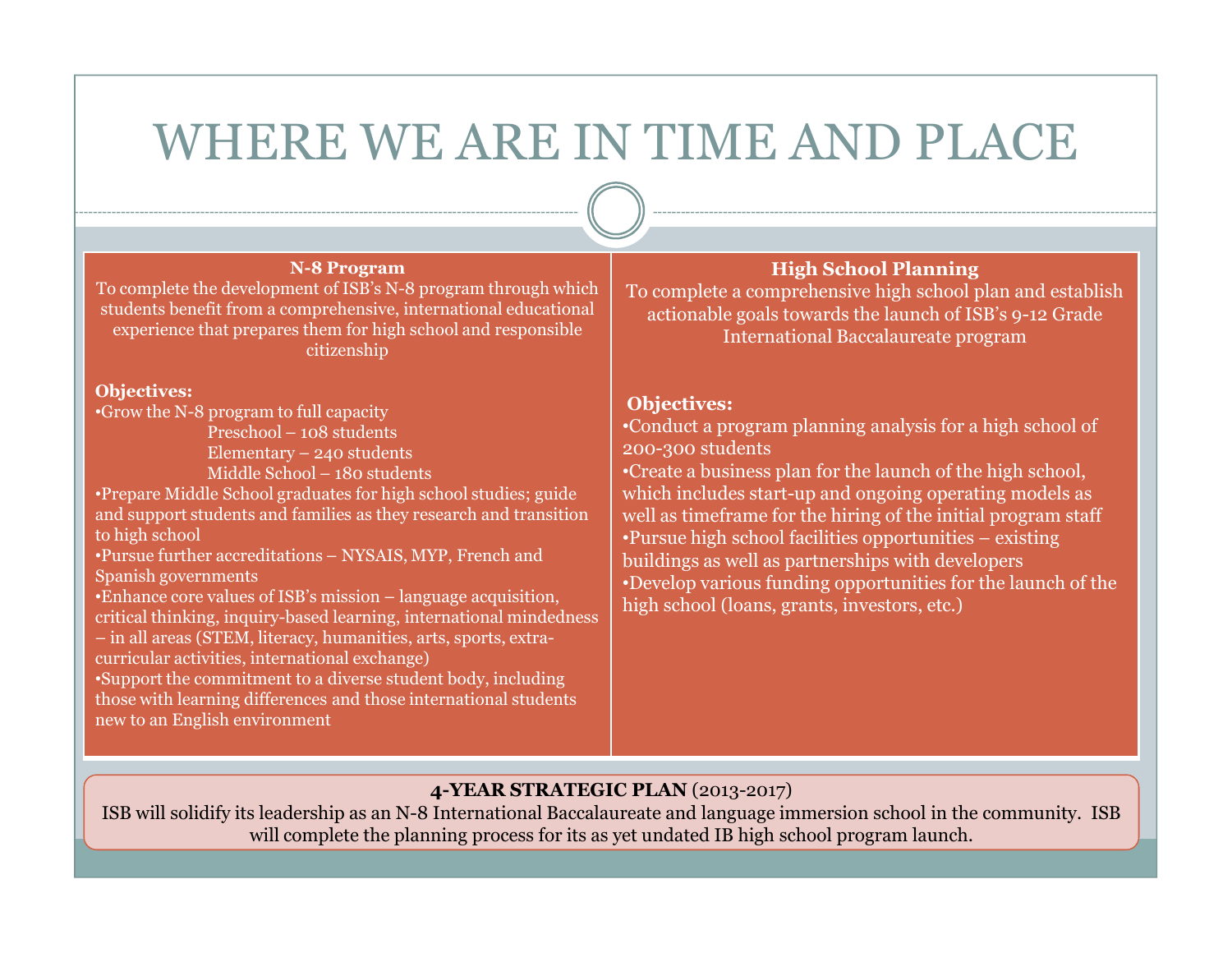# WHERE WE ARE IN TIME AND PLACE

## N-8 Program

To complete the development of ISB's N-8 program through which students benefit from a comprehensive, international educational experience that prepares them for high school and responsible citizenship

**Objectives:**

- Grow the N-8 program to full capacity
  - Preschool – 108 students
  - Elementary – 240 students
  - Middle School – 180 students
- Prepare Middle School graduates for high school studies; guide and support students and families as they research and transition to high school
- Pursue further accreditations – NYSAIS, MYP, French and Spanish governments
- Enhance core values of ISB's mission – language acquisition, critical thinking, inquiry-based learning, international mindedness – in all areas (STEM, literacy, humanities, arts, sports, extra-curricular activities, international exchange)
- Support the commitment to a diverse student body, including those with learning differences and those international students new to an English environment

## High School Planning

To complete a comprehensive high school plan and establish actionable goals towards the launch of ISB's 9-12 Grade International Baccalaureate program

**Objectives:**

- Conduct a program planning analysis for a high school of 200-300 students
- Create a business plan for the launch of the high school, which includes start-up and ongoing operating models as well as timeframe for the hiring of the initial program staff
- Pursue high school facilities opportunities – existing buildings as well as partnerships with developers
- Develop various funding opportunities for the launch of the high school (loans, grants, investors, etc.)

**4-YEAR STRATEGIC PLAN** (2013-2017)

ISB will solidify its leadership as an N-8 International Baccalaureate and language immersion school in the community. ISB will complete the planning process for its as yet undated IB high school program launch.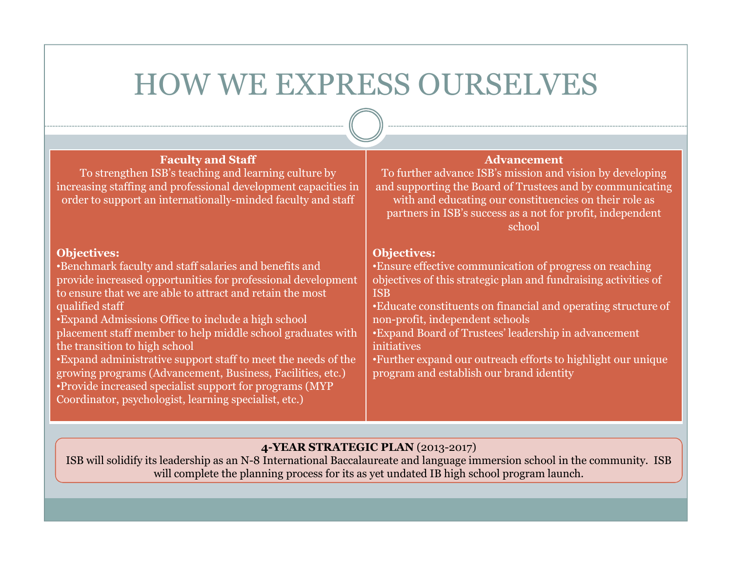# HOW WE EXPRESS OURSELVES

## Faculty and Staff

To strengthen ISB's teaching and learning culture by increasing staffing and professional development capacities in order to support an internationally-minded faculty and staff

**Objectives:**

- Benchmark faculty and staff salaries and benefits and provide increased opportunities for professional development to ensure that we are able to attract and retain the most qualified staff
- Expand Admissions Office to include a high school placement staff member to help middle school graduates with the transition to high school
- Expand administrative support staff to meet the needs of the growing programs (Advancement, Business, Facilities, etc.)
- Provide increased specialist support for programs (MYP Coordinator, psychologist, learning specialist, etc.)

## Advancement

To further advance ISB's mission and vision by developing and supporting the Board of Trustees and by communicating with and educating our constituencies on their role as partners in ISB's success as a not for profit, independent school

**Objectives:**

- Ensure effective communication of progress on reaching objectives of this strategic plan and fundraising activities of ISB
- Educate constituents on financial and operating structure of non-profit, independent schools
- Expand Board of Trustees' leadership in advancement initiatives
- Further expand our outreach efforts to highlight our unique program and establish our brand identity

**4-YEAR STRATEGIC PLAN** (2013-2017)

ISB will solidify its leadership as an N-8 International Baccalaureate and language immersion school in the community. ISB will complete the planning process for its as yet undated IB high school program launch.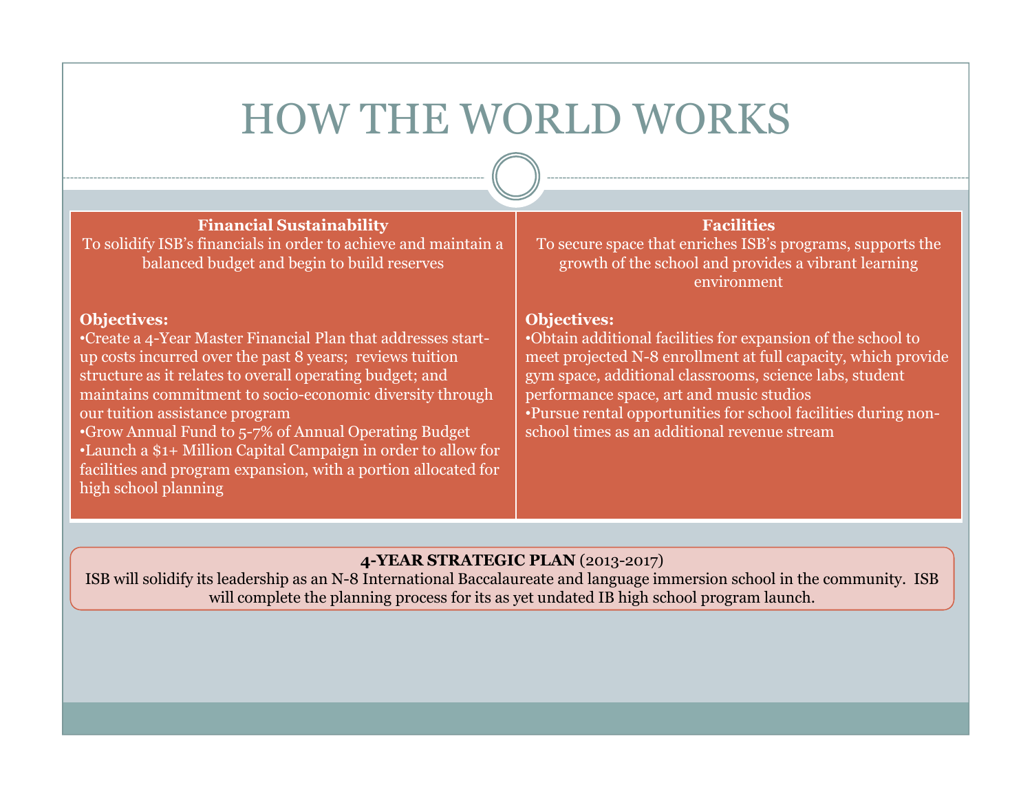# HOW THE WORLD WORKS

### Financial Sustainability

To solidify ISB's financials in order to achieve and maintain a balanced budget and begin to build reserves

**Objectives:**

- Create a 4-Year Master Financial Plan that addresses start-up costs incurred over the past 8 years; reviews tuition structure as it relates to overall operating budget; and maintains commitment to socio-economic diversity through our tuition assistance program
- Grow Annual Fund to 5-7% of Annual Operating Budget
- Launch a $1+ Million Capital Campaign in order to allow for facilities and program expansion, with a portion allocated for high school planning

### Facilities

To secure space that enriches ISB's programs, supports the growth of the school and provides a vibrant learning environment

**Objectives:**

- Obtain additional facilities for expansion of the school to meet projected N-8 enrollment at full capacity, which provide gym space, additional classrooms, science labs, student performance space, art and music studios
- Pursue rental opportunities for school facilities during non-school times as an additional revenue stream

**4-YEAR STRATEGIC PLAN** (2013-2017)

ISB will solidify its leadership as an N-8 International Baccalaureate and language immersion school in the community. ISB will complete the planning process for its as yet undated IB high school program launch.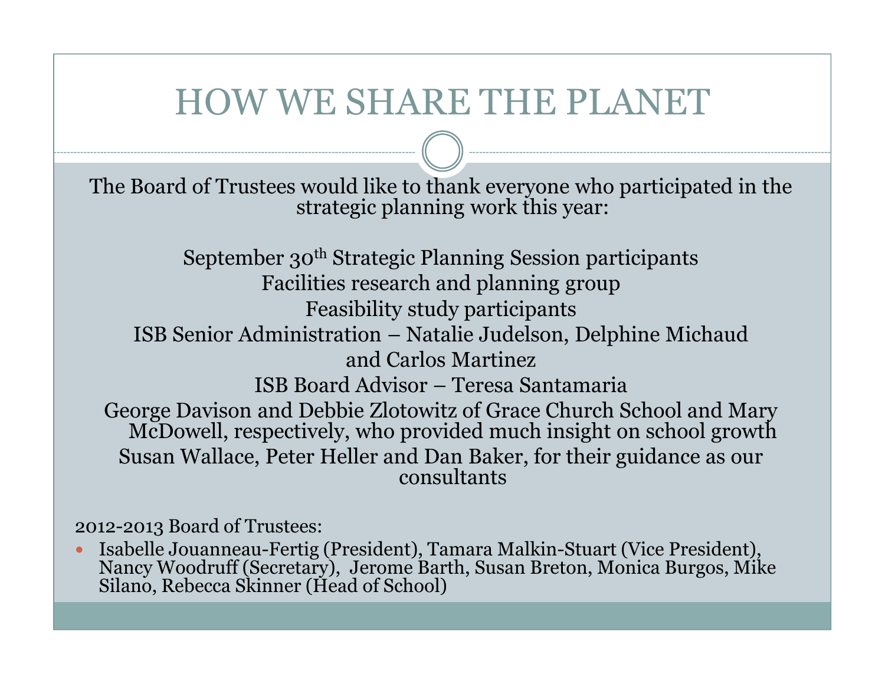# HOW WE SHARE THE PLANET

The Board of Trustees would like to thank everyone who participated in the strategic planning work this year:

September 30th Strategic Planning Session participants

Facilities research and planning group

Feasibility study participants

ISB Senior Administration – Natalie Judelson, Delphine Michaud and Carlos Martinez

ISB Board Advisor – Teresa Santamaria

George Davison and Debbie Zlotowitz of Grace Church School and Mary McDowell, respectively, who provided much insight on school growth

Susan Wallace, Peter Heller and Dan Baker, for their guidance as our consultants

2012-2013 Board of Trustees:

- Isabelle Jouanneau-Fertig (President), Tamara Malkin-Stuart (Vice President), Nancy Woodruff (Secretary), Jerome Barth, Susan Breton, Monica Burgos, Mike Silano, Rebecca Skinner (Head of School)